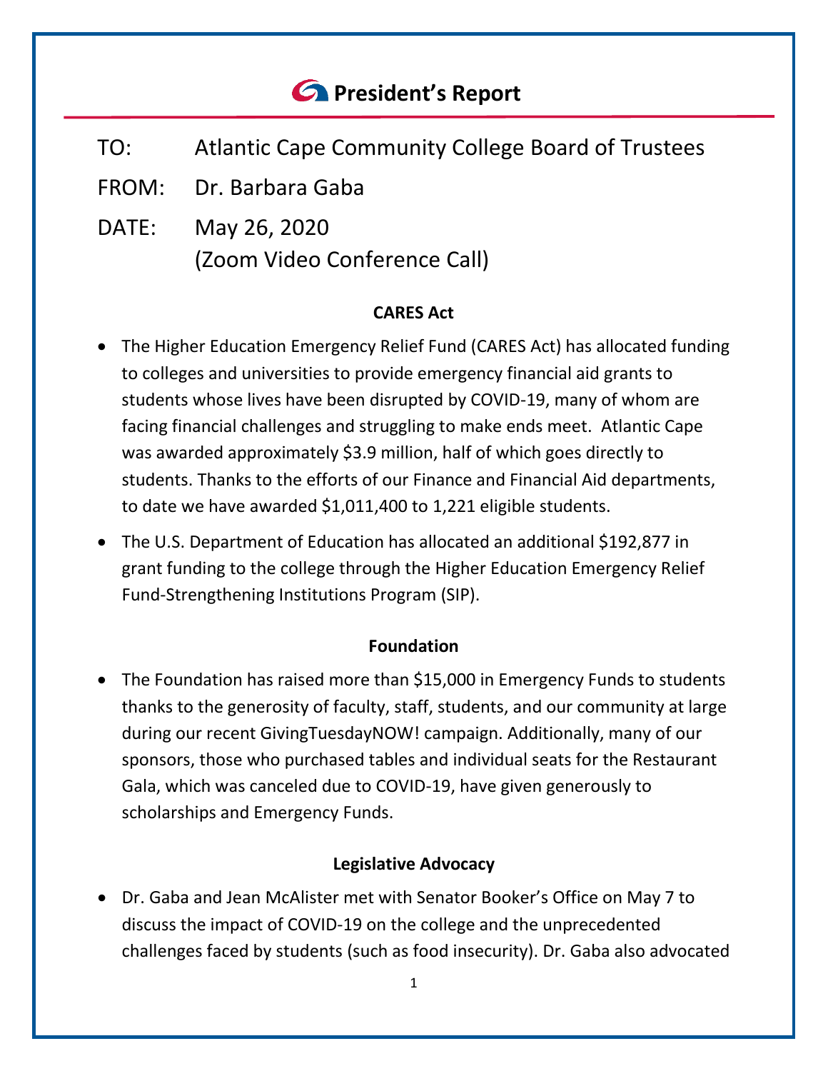# President's Report

TO: Atlantic Cape Community College Board of Trustees

FROM: Dr. Barbara Gaba

DATE: May 26, 2020
(Zoom Video Conference Call)

## CARES Act

- The Higher Education Emergency Relief Fund (CARES Act) has allocated funding to colleges and universities to provide emergency financial aid grants to students whose lives have been disrupted by COVID-19, many of whom are facing financial challenges and struggling to make ends meet. Atlantic Cape was awarded approximately $3.9 million, half of which goes directly to students. Thanks to the efforts of our Finance and Financial Aid departments, to date we have awarded $1,011,400 to 1,221 eligible students.
- The U.S. Department of Education has allocated an additional $192,877 in grant funding to the college through the Higher Education Emergency Relief Fund-Strengthening Institutions Program (SIP).

## Foundation

- The Foundation has raised more than $15,000 in Emergency Funds to students thanks to the generosity of faculty, staff, students, and our community at large during our recent GivingTuesdayNOW! campaign. Additionally, many of our sponsors, those who purchased tables and individual seats for the Restaurant Gala, which was canceled due to COVID-19, have given generously to scholarships and Emergency Funds.

## Legislative Advocacy

- Dr. Gaba and Jean McAlister met with Senator Booker's Office on May 7 to discuss the impact of COVID-19 on the college and the unprecedented challenges faced by students (such as food insecurity). Dr. Gaba also advocated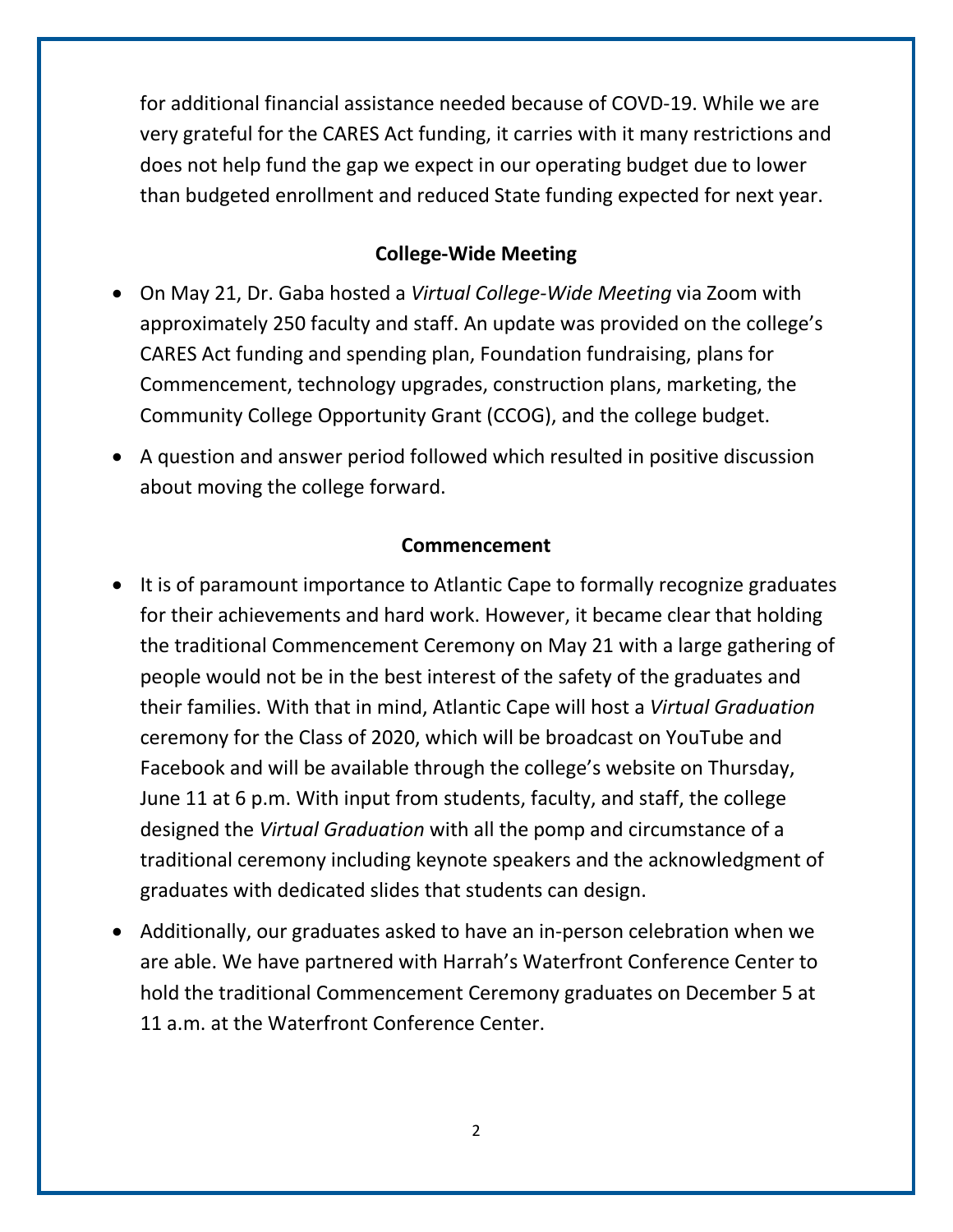for additional financial assistance needed because of COVD-19. While we are very grateful for the CARES Act funding, it carries with it many restrictions and does not help fund the gap we expect in our operating budget due to lower than budgeted enrollment and reduced State funding expected for next year.

**College-Wide Meeting**

- On May 21, Dr. Gaba hosted a *Virtual College-Wide Meeting* via Zoom with approximately 250 faculty and staff. An update was provided on the college's CARES Act funding and spending plan, Foundation fundraising, plans for Commencement, technology upgrades, construction plans, marketing, the Community College Opportunity Grant (CCOG), and the college budget.
- A question and answer period followed which resulted in positive discussion about moving the college forward.

**Commencement**

- It is of paramount importance to Atlantic Cape to formally recognize graduates for their achievements and hard work. However, it became clear that holding the traditional Commencement Ceremony on May 21 with a large gathering of people would not be in the best interest of the safety of the graduates and their families. With that in mind, Atlantic Cape will host a *Virtual Graduation* ceremony for the Class of 2020, which will be broadcast on YouTube and Facebook and will be available through the college's website on Thursday, June 11 at 6 p.m. With input from students, faculty, and staff, the college designed the *Virtual Graduation* with all the pomp and circumstance of a traditional ceremony including keynote speakers and the acknowledgment of graduates with dedicated slides that students can design.
- Additionally, our graduates asked to have an in-person celebration when we are able. We have partnered with Harrah's Waterfront Conference Center to hold the traditional Commencement Ceremony graduates on December 5 at 11 a.m. at the Waterfront Conference Center.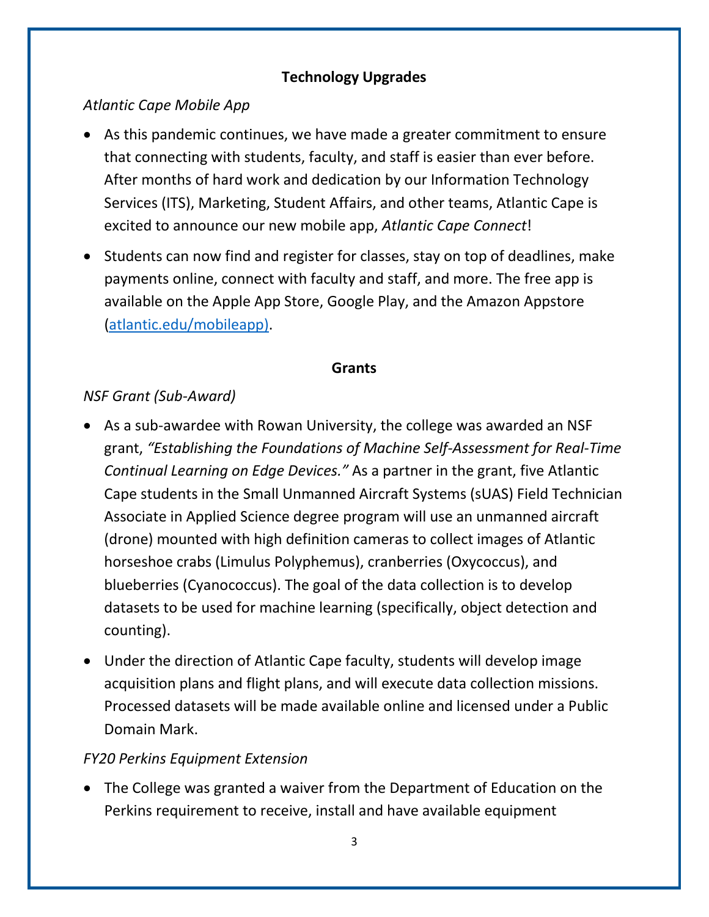## Technology Upgrades

*Atlantic Cape Mobile App*

- As this pandemic continues, we have made a greater commitment to ensure that connecting with students, faculty, and staff is easier than ever before. After months of hard work and dedication by our Information Technology Services (ITS), Marketing, Student Affairs, and other teams, Atlantic Cape is excited to announce our new mobile app, *Atlantic Cape Connect*!
- Students can now find and register for classes, stay on top of deadlines, make payments online, connect with faculty and staff, and more. The free app is available on the Apple App Store, Google Play, and the Amazon Appstore (atlantic.edu/mobileapp).

## Grants

*NSF Grant (Sub-Award)*

- As a sub-awardee with Rowan University, the college was awarded an NSF grant, *"Establishing the Foundations of Machine Self-Assessment for Real-Time Continual Learning on Edge Devices."* As a partner in the grant, five Atlantic Cape students in the Small Unmanned Aircraft Systems (sUAS) Field Technician Associate in Applied Science degree program will use an unmanned aircraft (drone) mounted with high definition cameras to collect images of Atlantic horseshoe crabs (Limulus Polyphemus), cranberries (Oxycoccus), and blueberries (Cyanococcus). The goal of the data collection is to develop datasets to be used for machine learning (specifically, object detection and counting).
- Under the direction of Atlantic Cape faculty, students will develop image acquisition plans and flight plans, and will execute data collection missions. Processed datasets will be made available online and licensed under a Public Domain Mark.

*FY20 Perkins Equipment Extension*

- The College was granted a waiver from the Department of Education on the Perkins requirement to receive, install and have available equipment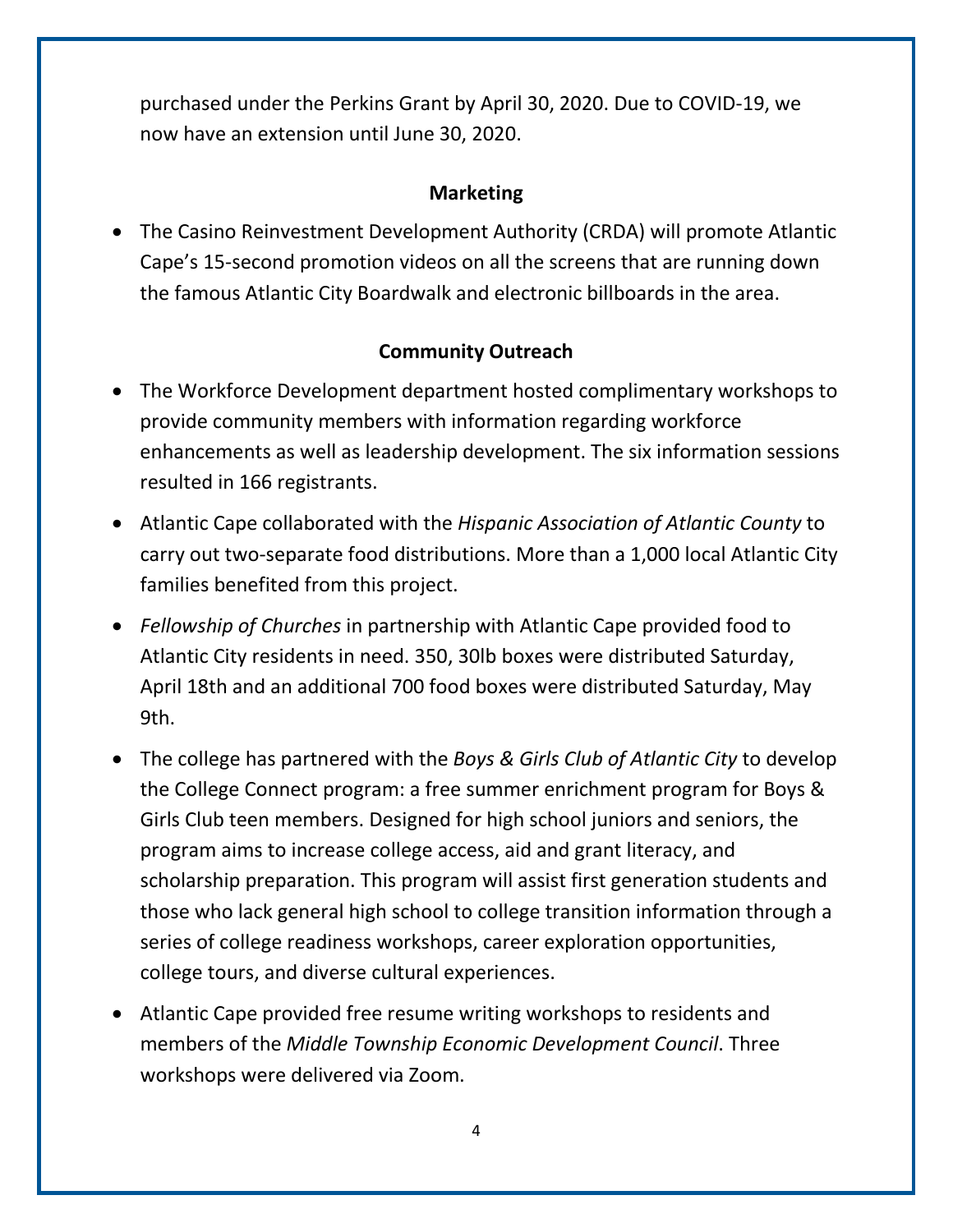purchased under the Perkins Grant by April 30, 2020. Due to COVID-19, we now have an extension until June 30, 2020.

## Marketing

- The Casino Reinvestment Development Authority (CRDA) will promote Atlantic Cape's 15-second promotion videos on all the screens that are running down the famous Atlantic City Boardwalk and electronic billboards in the area.

## Community Outreach

- The Workforce Development department hosted complimentary workshops to provide community members with information regarding workforce enhancements as well as leadership development. The six information sessions resulted in 166 registrants.
- Atlantic Cape collaborated with the *Hispanic Association of Atlantic County* to carry out two-separate food distributions. More than a 1,000 local Atlantic City families benefited from this project.
- *Fellowship of Churches* in partnership with Atlantic Cape provided food to Atlantic City residents in need. 350, 30lb boxes were distributed Saturday, April 18th and an additional 700 food boxes were distributed Saturday, May 9th.
- The college has partnered with the *Boys & Girls Club of Atlantic City* to develop the College Connect program: a free summer enrichment program for Boys & Girls Club teen members. Designed for high school juniors and seniors, the program aims to increase college access, aid and grant literacy, and scholarship preparation. This program will assist first generation students and those who lack general high school to college transition information through a series of college readiness workshops, career exploration opportunities, college tours, and diverse cultural experiences.
- Atlantic Cape provided free resume writing workshops to residents and members of the *Middle Township Economic Development Council*. Three workshops were delivered via Zoom.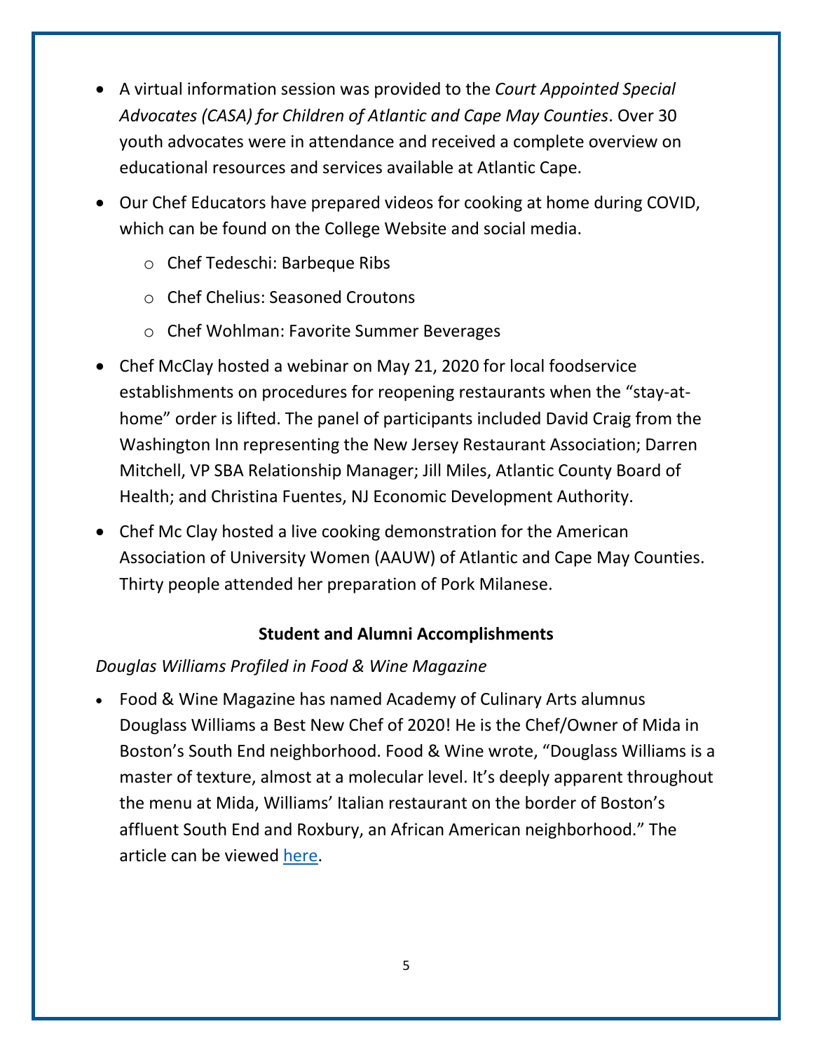- A virtual information session was provided to the *Court Appointed Special Advocates (CASA) for Children of Atlantic and Cape May Counties*. Over 30 youth advocates were in attendance and received a complete overview on educational resources and services available at Atlantic Cape.
- Our Chef Educators have prepared videos for cooking at home during COVID, which can be found on the College Website and social media.
    - Chef Tedeschi: Barbeque Ribs
    - Chef Chelius: Seasoned Croutons
    - Chef Wohlman: Favorite Summer Beverages
- Chef McClay hosted a webinar on May 21, 2020 for local foodservice establishments on procedures for reopening restaurants when the "stay-at-home" order is lifted. The panel of participants included David Craig from the Washington Inn representing the New Jersey Restaurant Association; Darren Mitchell, VP SBA Relationship Manager; Jill Miles, Atlantic County Board of Health; and Christina Fuentes, NJ Economic Development Authority.
- Chef Mc Clay hosted a live cooking demonstration for the American Association of University Women (AAUW) of Atlantic and Cape May Counties. Thirty people attended her preparation of Pork Milanese.

**Student and Alumni Accomplishments**

*Douglas Williams Profiled in Food & Wine Magazine*

- Food & Wine Magazine has named Academy of Culinary Arts alumnus Douglass Williams a Best New Chef of 2020! He is the Chef/Owner of Mida in Boston's South End neighborhood. Food & Wine wrote, "Douglass Williams is a master of texture, almost at a molecular level. It's deeply apparent throughout the menu at Mida, Williams' Italian restaurant on the border of Boston's affluent South End and Roxbury, an African American neighborhood." The article can be viewed here.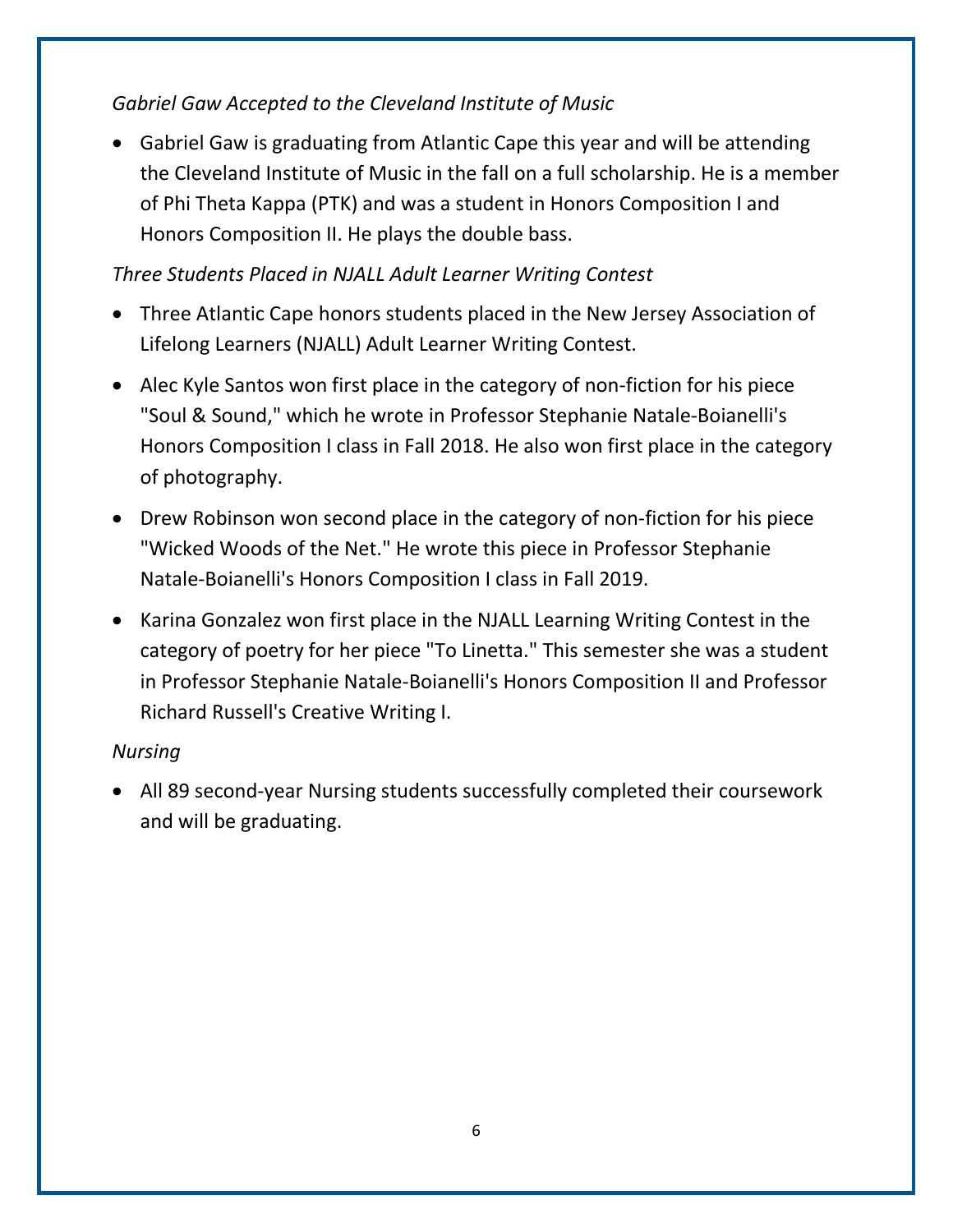*Gabriel Gaw Accepted to the Cleveland Institute of Music*

- Gabriel Gaw is graduating from Atlantic Cape this year and will be attending the Cleveland Institute of Music in the fall on a full scholarship. He is a member of Phi Theta Kappa (PTK) and was a student in Honors Composition I and Honors Composition II. He plays the double bass.

*Three Students Placed in NJALL Adult Learner Writing Contest*

- Three Atlantic Cape honors students placed in the New Jersey Association of Lifelong Learners (NJALL) Adult Learner Writing Contest.
- Alec Kyle Santos won first place in the category of non-fiction for his piece "Soul & Sound," which he wrote in Professor Stephanie Natale-Boianelli's Honors Composition I class in Fall 2018. He also won first place in the category of photography.
- Drew Robinson won second place in the category of non-fiction for his piece "Wicked Woods of the Net." He wrote this piece in Professor Stephanie Natale-Boianelli's Honors Composition I class in Fall 2019.
- Karina Gonzalez won first place in the NJALL Learning Writing Contest in the category of poetry for her piece "To Linetta." This semester she was a student in Professor Stephanie Natale-Boianelli's Honors Composition II and Professor Richard Russell's Creative Writing I.

*Nursing*

- All 89 second-year Nursing students successfully completed their coursework and will be graduating.